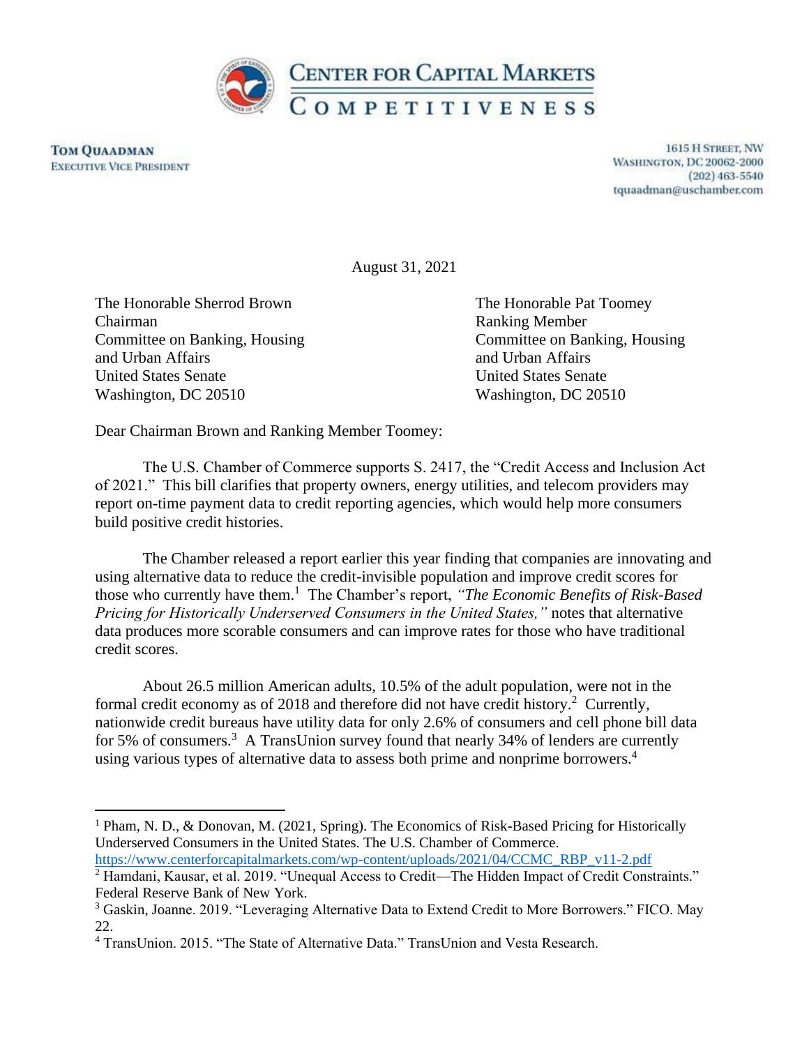**CENTER FOR CAPITAL MARKETS COMPETITIVENESS**

**TOM QUAADMAN**
EXECUTIVE VICE PRESIDENT

1615 H STREET, NW
WASHINGTON, DC 20062-2000
(202) 463-5540
tquaadman@uschamber.com

August 31, 2021

The Honorable Sherrod Brown
Chairman
Committee on Banking, Housing and Urban Affairs
United States Senate
Washington, DC 20510

The Honorable Pat Toomey
Ranking Member
Committee on Banking, Housing and Urban Affairs
United States Senate
Washington, DC 20510

Dear Chairman Brown and Ranking Member Toomey:

The U.S. Chamber of Commerce supports S. 2417, the "Credit Access and Inclusion Act of 2021." This bill clarifies that property owners, energy utilities, and telecom providers may report on-time payment data to credit reporting agencies, which would help more consumers build positive credit histories.

The Chamber released a report earlier this year finding that companies are innovating and using alternative data to reduce the credit-invisible population and improve credit scores for those who currently have them.[1] The Chamber's report, *"The Economic Benefits of Risk-Based Pricing for Historically Underserved Consumers in the United States,"* notes that alternative data produces more scorable consumers and can improve rates for those who have traditional credit scores.

About 26.5 million American adults, 10.5% of the adult population, were not in the formal credit economy as of 2018 and therefore did not have credit history.[2] Currently, nationwide credit bureaus have utility data for only 2.6% of consumers and cell phone bill data for 5% of consumers.[3] A TransUnion survey found that nearly 34% of lenders are currently using various types of alternative data to assess both prime and nonprime borrowers.[4]

---

[1] Pham, N. D., & Donovan, M. (2021, Spring). The Economics of Risk-Based Pricing for Historically Underserved Consumers in the United States. The U.S. Chamber of Commerce. https://www.centerforcapitalmarkets.com/wp-content/uploads/2021/04/CCMC_RBP_v11-2.pdf

[2] Hamdani, Kausar, et al. 2019. "Unequal Access to Credit—The Hidden Impact of Credit Constraints." Federal Reserve Bank of New York.

[3] Gaskin, Joanne. 2019. "Leveraging Alternative Data to Extend Credit to More Borrowers." FICO. May 22.

[4] TransUnion. 2015. "The State of Alternative Data." TransUnion and Vesta Research.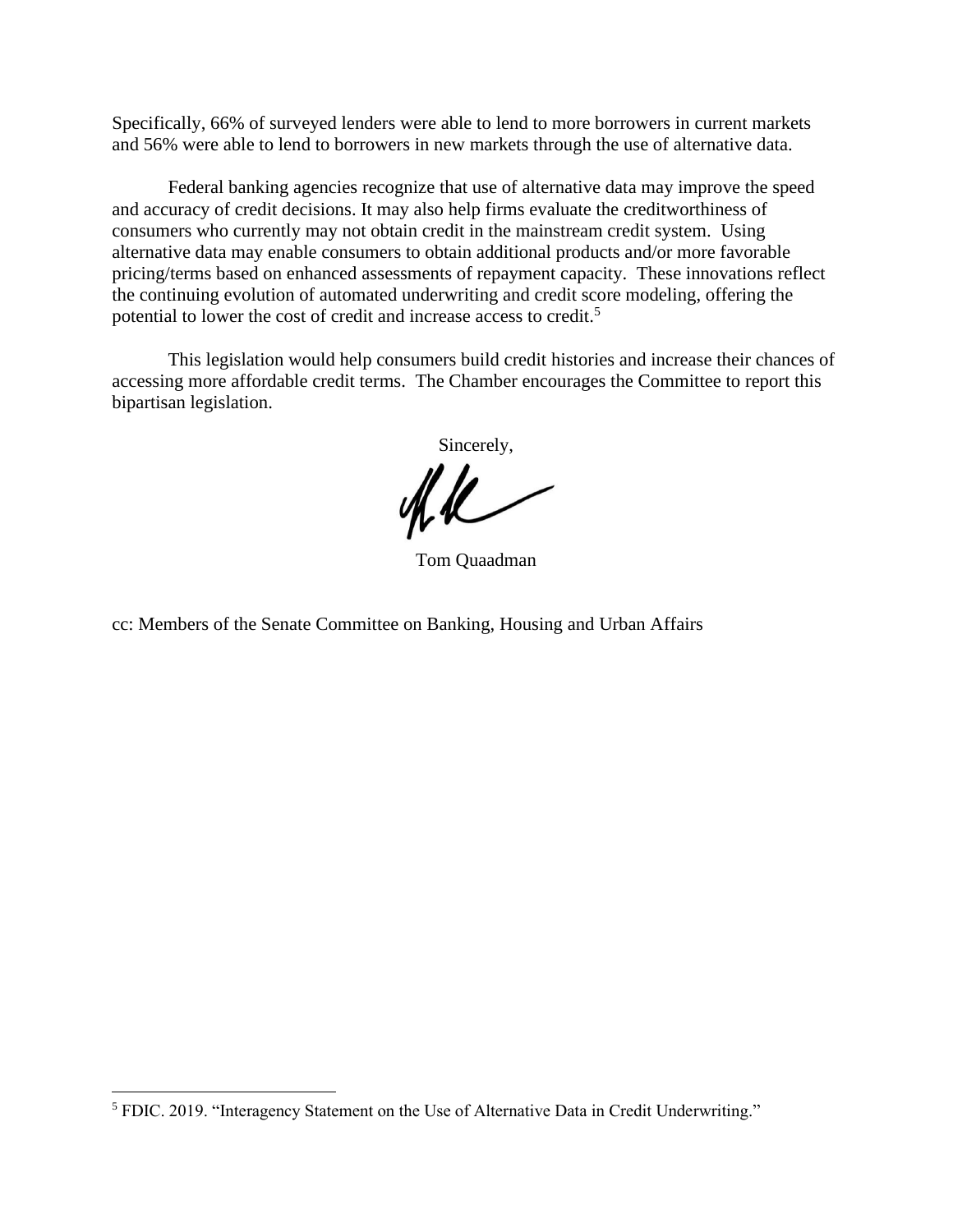Specifically, 66% of surveyed lenders were able to lend to more borrowers in current markets and 56% were able to lend to borrowers in new markets through the use of alternative data.

Federal banking agencies recognize that use of alternative data may improve the speed and accuracy of credit decisions. It may also help firms evaluate the creditworthiness of consumers who currently may not obtain credit in the mainstream credit system. Using alternative data may enable consumers to obtain additional products and/or more favorable pricing/terms based on enhanced assessments of repayment capacity. These innovations reflect the continuing evolution of automated underwriting and credit score modeling, offering the potential to lower the cost of credit and increase access to credit.[5]

This legislation would help consumers build credit histories and increase their chances of accessing more affordable credit terms. The Chamber encourages the Committee to report this bipartisan legislation.

Sincerely,

Tom Quaadman

cc: Members of the Senate Committee on Banking, Housing and Urban Affairs

[5] FDIC. 2019. "Interagency Statement on the Use of Alternative Data in Credit Underwriting."